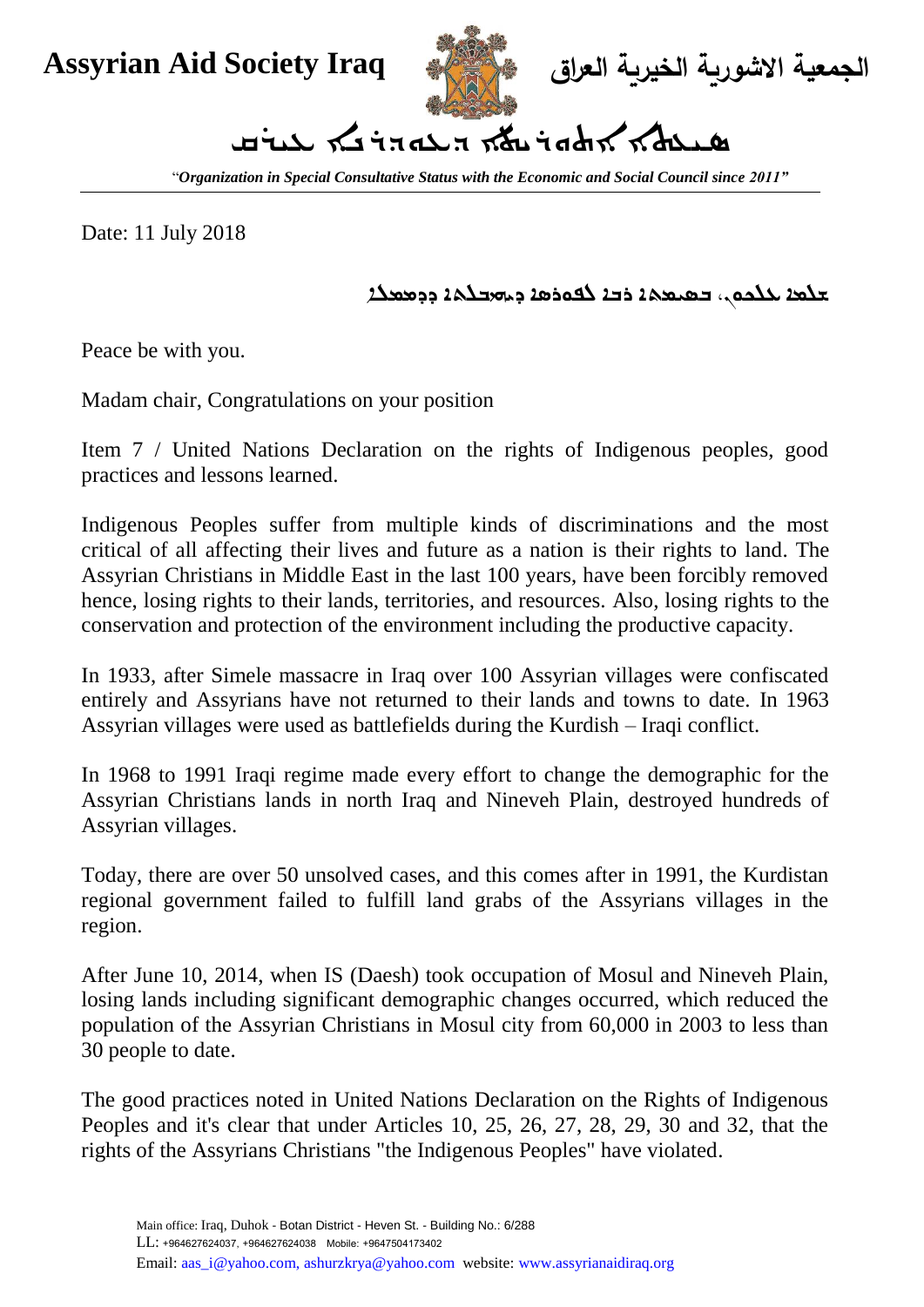**Assyrian Aid Society Iraq** | **الجمعية الاشورية الخيرية العراق**

**ܚܘܝܕܐ ܐܬܘܪܝܐ ܕܥܘܕܪܢܐ ܥܝܪܩ**

"*Organization in Special Consultative Status with the Economic and Social Council since 2011"*

---

Date: 11 July 2018

**ܫܠܡܐ ܠܟܠܟܘܢ، ܒܫܡܐ ܕܒܢܝ ܐܘܡܬܐ ܕܡܫܝܚܝܐ ܕܐܬܘܪܝܐ**

Peace be with you.

Madam chair, Congratulations on your position

Item 7 / United Nations Declaration on the rights of Indigenous peoples, good practices and lessons learned.

Indigenous Peoples suffer from multiple kinds of discriminations and the most critical of all affecting their lives and future as a nation is their rights to land. The Assyrian Christians in Middle East in the last 100 years, have been forcibly removed hence, losing rights to their lands, territories, and resources. Also, losing rights to the conservation and protection of the environment including the productive capacity.

In 1933, after Simele massacre in Iraq over 100 Assyrian villages were confiscated entirely and Assyrians have not returned to their lands and towns to date. In 1963 Assyrian villages were used as battlefields during the Kurdish – Iraqi conflict.

In 1968 to 1991 Iraqi regime made every effort to change the demographic for the Assyrian Christians lands in north Iraq and Nineveh Plain, destroyed hundreds of Assyrian villages.

Today, there are over 50 unsolved cases, and this comes after in 1991, the Kurdistan regional government failed to fulfill land grabs of the Assyrians villages in the region.

After June 10, 2014, when IS (Daesh) took occupation of Mosul and Nineveh Plain, losing lands including significant demographic changes occurred, which reduced the population of the Assyrian Christians in Mosul city from 60,000 in 2003 to less than 30 people to date.

The good practices noted in United Nations Declaration on the Rights of Indigenous Peoples and it's clear that under Articles 10, 25, 26, 27, 28, 29, 30 and 32, that the rights of the Assyrians Christians "the Indigenous Peoples" have violated.

Main office: Iraq, Duhok - Botan District - Heven St. - Building No.: 6/288
LL: +964627624037, +964627624038 Mobile: +9647504173402
Email: aas_i@yahoo.com, ashurzkrya@yahoo.com website: www.assyrianaidiraq.org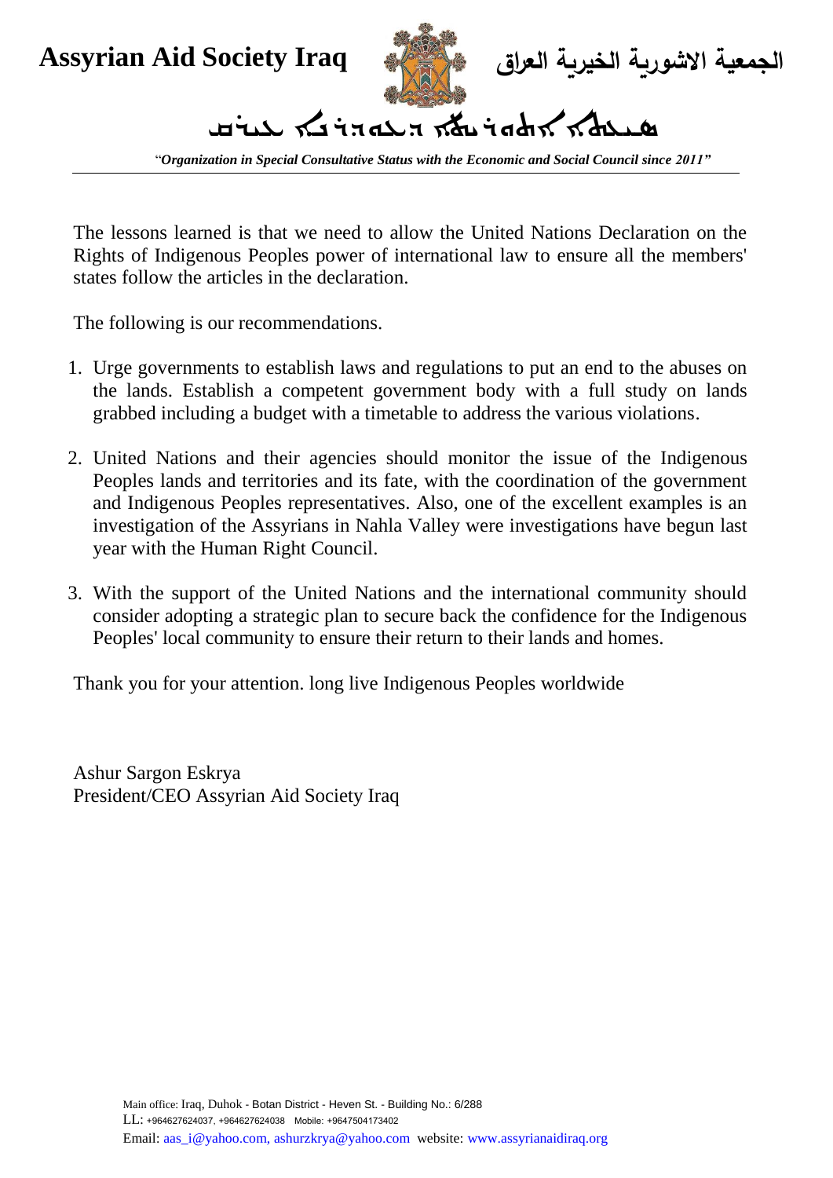The lessons learned is that we need to allow the United Nations Declaration on the Rights of Indigenous Peoples power of international law to ensure all the members' states follow the articles in the declaration.

The following is our recommendations.

1. Urge governments to establish laws and regulations to put an end to the abuses on the lands. Establish a competent government body with a full study on lands grabbed including a budget with a timetable to address the various violations.

2. United Nations and their agencies should monitor the issue of the Indigenous Peoples lands and territories and its fate, with the coordination of the government and Indigenous Peoples representatives. Also, one of the excellent examples is an investigation of the Assyrians in Nahla Valley were investigations have begun last year with the Human Right Council.

3. With the support of the United Nations and the international community should consider adopting a strategic plan to secure back the confidence for the Indigenous Peoples' local community to ensure their return to their lands and homes.

Thank you for your attention. long live Indigenous Peoples worldwide

Ashur Sargon Eskrya
President/CEO Assyrian Aid Society Iraq